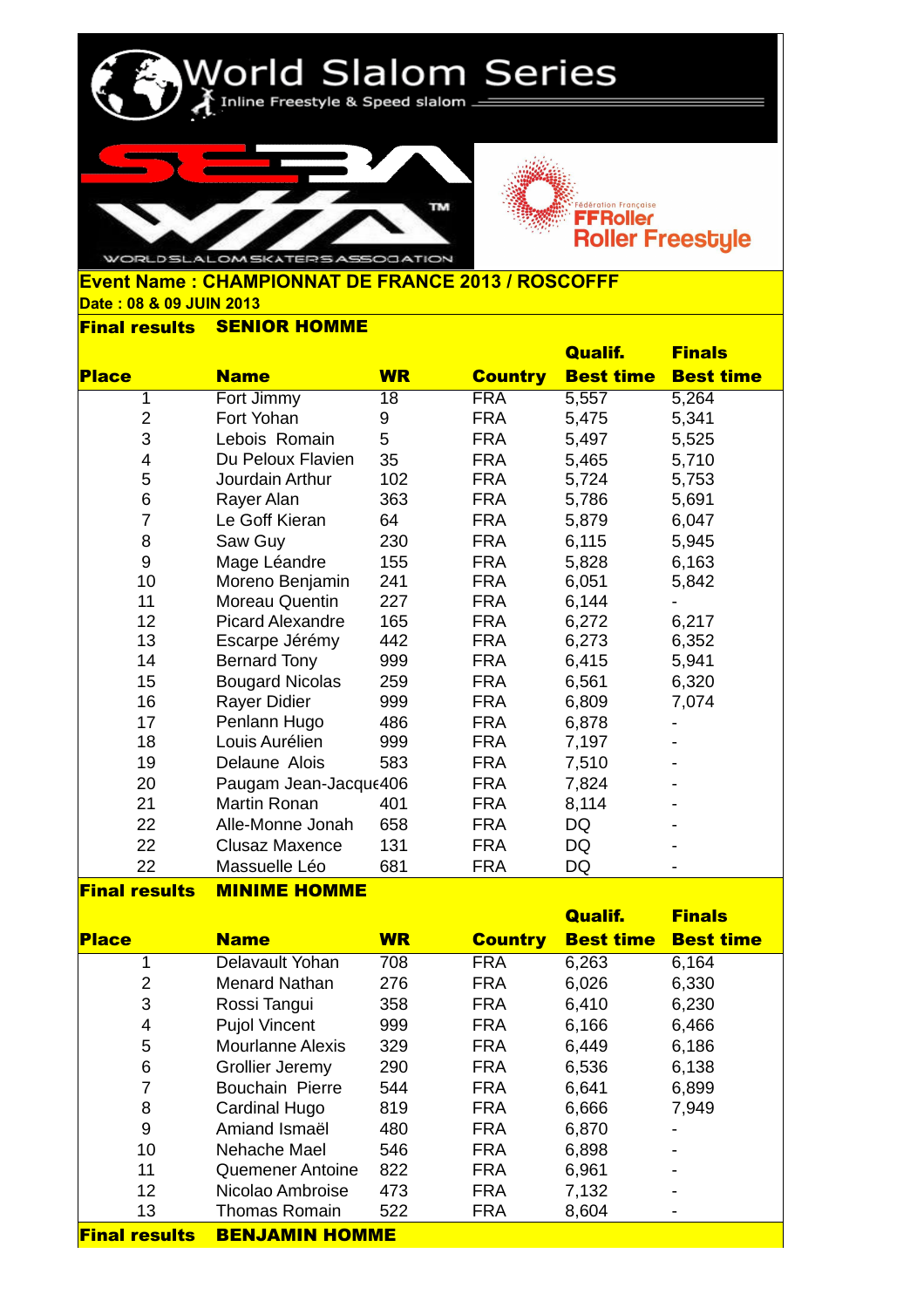# World Slalom Series

Inline Freestyle & Speed slalom

WORLD SLALOM SKATERS ASSOCIATION

Fédération Française FFRoller Roller Freestyle

**Event Name : CHAMPIONNAT DE FRANCE 2013 / ROSCOFFF**

**Date : 08 & 09 JUIN 2013**

## Final results SENIOR HOMME

| Place | Name | WR | Country | Qualif. Best time | Finals Best time |
|---|---|---|---|---|---|
| 1 | Fort Jimmy | 18 | FRA | 5,557 | 5,264 |
| 2 | Fort Yohan | 9 | FRA | 5,475 | 5,341 |
| 3 | Lebois Romain | 5 | FRA | 5,497 | 5,525 |
| 4 | Du Peloux Flavien | 35 | FRA | 5,465 | 5,710 |
| 5 | Jourdain Arthur | 102 | FRA | 5,724 | 5,753 |
| 6 | Rayer Alan | 363 | FRA | 5,786 | 5,691 |
| 7 | Le Goff Kieran | 64 | FRA | 5,879 | 6,047 |
| 8 | Saw Guy | 230 | FRA | 6,115 | 5,945 |
| 9 | Mage Léandre | 155 | FRA | 5,828 | 6,163 |
| 10 | Moreno Benjamin | 241 | FRA | 6,051 | 5,842 |
| 11 | Moreau Quentin | 227 | FRA | 6,144 | - |
| 12 | Picard Alexandre | 165 | FRA | 6,272 | 6,217 |
| 13 | Escarpe Jérémy | 442 | FRA | 6,273 | 6,352 |
| 14 | Bernard Tony | 999 | FRA | 6,415 | 5,941 |
| 15 | Bougard Nicolas | 259 | FRA | 6,561 | 6,320 |
| 16 | Rayer Didier | 999 | FRA | 6,809 | 7,074 |
| 17 | Penlann Hugo | 486 | FRA | 6,878 | - |
| 18 | Louis Aurélien | 999 | FRA | 7,197 | - |
| 19 | Delaune Alois | 583 | FRA | 7,510 | - |
| 20 | Paugam Jean-Jacque | 406 | FRA | 7,824 | - |
| 21 | Martin Ronan | 401 | FRA | 8,114 | - |
| 22 | Alle-Monne Jonah | 658 | FRA | DQ | - |
| 22 | Clusaz Maxence | 131 | FRA | DQ | - |
| 22 | Massuelle Léo | 681 | FRA | DQ | - |

## Final results MINIME HOMME

| Place | Name | WR | Country | Qualif. Best time | Finals Best time |
|---|---|---|---|---|---|
| 1 | Delavault Yohan | 708 | FRA | 6,263 | 6,164 |
| 2 | Menard Nathan | 276 | FRA | 6,026 | 6,330 |
| 3 | Rossi Tangui | 358 | FRA | 6,410 | 6,230 |
| 4 | Pujol Vincent | 999 | FRA | 6,166 | 6,466 |
| 5 | Mourlanne Alexis | 329 | FRA | 6,449 | 6,186 |
| 6 | Grollier Jeremy | 290 | FRA | 6,536 | 6,138 |
| 7 | Bouchain Pierre | 544 | FRA | 6,641 | 6,899 |
| 8 | Cardinal Hugo | 819 | FRA | 6,666 | 7,949 |
| 9 | Amiand Ismaël | 480 | FRA | 6,870 | - |
| 10 | Nehache Mael | 546 | FRA | 6,898 | - |
| 11 | Quemener Antoine | 822 | FRA | 6,961 | - |
| 12 | Nicolao Ambroise | 473 | FRA | 7,132 | - |
| 13 | Thomas Romain | 522 | FRA | 8,604 | - |

## Final results BENJAMIN HOMME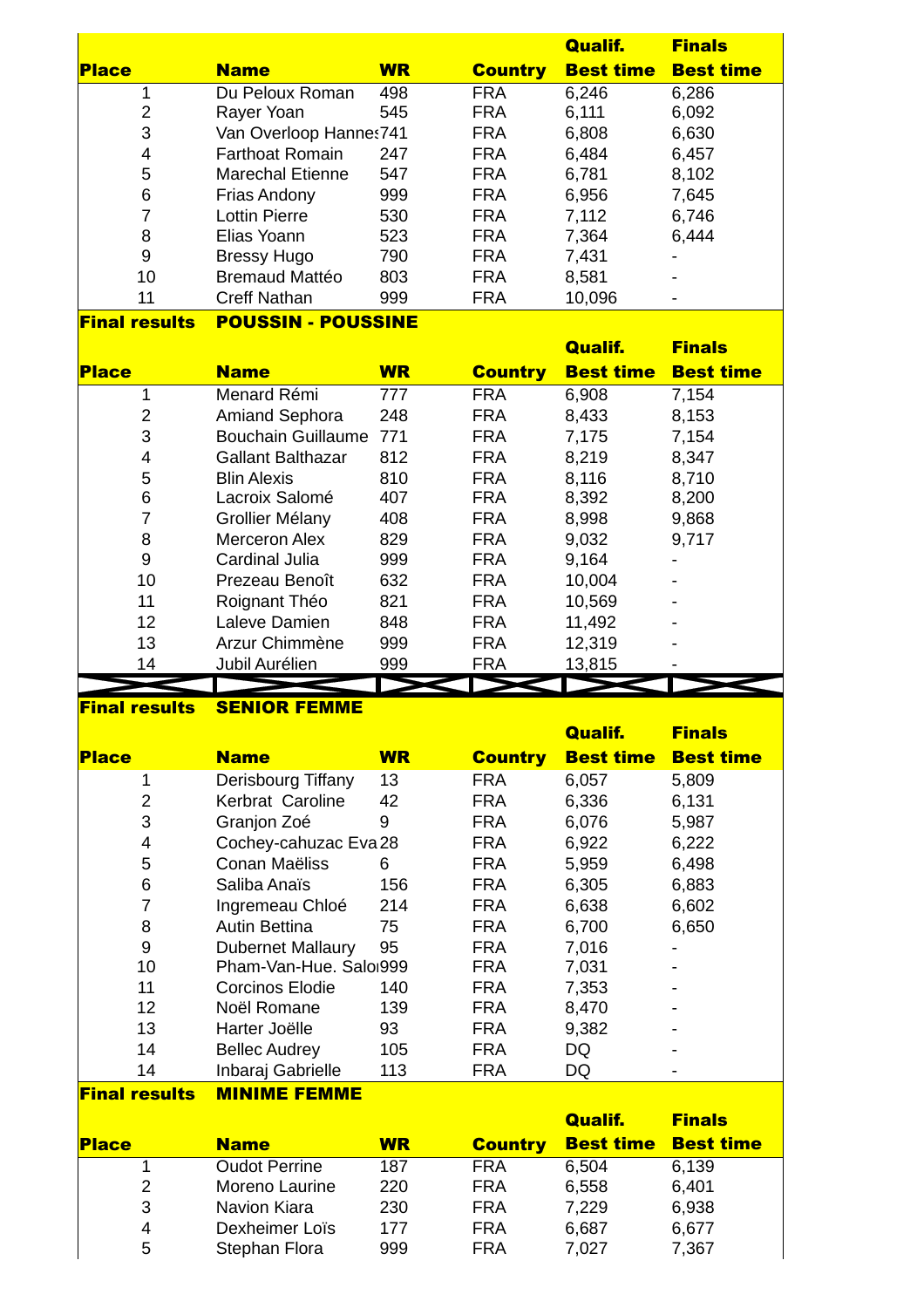| Place | Name | WR | Country | Qualif. Best time | Finals Best time |
|---|---|---|---|---|---|
| 1 | Du Peloux Roman | 498 | FRA | 6,246 | 6,286 |
| 2 | Rayer Yoan | 545 | FRA | 6,111 | 6,092 |
| 3 | Van Overloop Hannes | 741 | FRA | 6,808 | 6,630 |
| 4 | Farthoat Romain | 247 | FRA | 6,484 | 6,457 |
| 5 | Marechal Etienne | 547 | FRA | 6,781 | 8,102 |
| 6 | Frias Andony | 999 | FRA | 6,956 | 7,645 |
| 7 | Lottin Pierre | 530 | FRA | 7,112 | 6,746 |
| 8 | Elias Yoann | 523 | FRA | 7,364 | 6,444 |
| 9 | Bressy Hugo | 790 | FRA | 7,431 | - |
| 10 | Bremaud Mattéo | 803 | FRA | 8,581 | - |
| 11 | Creff Nathan | 999 | FRA | 10,096 | - |

**Final results** **POUSSIN - POUSSINE**

| Place | Name | WR | Country | Qualif. Best time | Finals Best time |
|---|---|---|---|---|---|
| 1 | Menard Rémi | 777 | FRA | 6,908 | 7,154 |
| 2 | Amiand Sephora | 248 | FRA | 8,433 | 8,153 |
| 3 | Bouchain Guillaume | 771 | FRA | 7,175 | 7,154 |
| 4 | Gallant Balthazar | 812 | FRA | 8,219 | 8,347 |
| 5 | Blin Alexis | 810 | FRA | 8,116 | 8,710 |
| 6 | Lacroix Salomé | 407 | FRA | 8,392 | 8,200 |
| 7 | Grollier Mélany | 408 | FRA | 8,998 | 9,868 |
| 8 | Merceron Alex | 829 | FRA | 9,032 | 9,717 |
| 9 | Cardinal Julia | 999 | FRA | 9,164 | - |
| 10 | Prezeau Benoît | 632 | FRA | 10,004 | - |
| 11 | Roignant Théo | 821 | FRA | 10,569 | - |
| 12 | Laleve Damien | 848 | FRA | 11,492 | - |
| 13 | Arzur Chimmène | 999 | FRA | 12,319 | - |
| 14 | Jubil Aurélien | 999 | FRA | 13,815 | - |

**Final results** **SENIOR FEMME**

| Place | Name | WR | Country | Qualif. Best time | Finals Best time |
|---|---|---|---|---|---|
| 1 | Derisbourg Tiffany | 13 | FRA | 6,057 | 5,809 |
| 2 | Kerbrat Caroline | 42 | FRA | 6,336 | 6,131 |
| 3 | Granjon Zoé | 9 | FRA | 6,076 | 5,987 |
| 4 | Cochey-cahuzac Eva | 28 | FRA | 6,922 | 6,222 |
| 5 | Conan Maëliss | 6 | FRA | 5,959 | 6,498 |
| 6 | Saliba Anaïs | 156 | FRA | 6,305 | 6,883 |
| 7 | Ingremeau Chloé | 214 | FRA | 6,638 | 6,602 |
| 8 | Autin Bettina | 75 | FRA | 6,700 | 6,650 |
| 9 | Dubernet Mallaury | 95 | FRA | 7,016 | - |
| 10 | Pham-Van-Hue. Salo | 999 | FRA | 7,031 | - |
| 11 | Corcinos Elodie | 140 | FRA | 7,353 | - |
| 12 | Noël Romane | 139 | FRA | 8,470 | - |
| 13 | Harter Joëlle | 93 | FRA | 9,382 | - |
| 14 | Bellec Audrey | 105 | FRA | DQ | - |
| 14 | Inbaraj Gabrielle | 113 | FRA | DQ | - |

**Final results** **MINIME FEMME**

| Place | Name | WR | Country | Qualif. Best time | Finals Best time |
|---|---|---|---|---|---|
| 1 | Oudot Perrine | 187 | FRA | 6,504 | 6,139 |
| 2 | Moreno Laurine | 220 | FRA | 6,558 | 6,401 |
| 3 | Navion Kiara | 230 | FRA | 7,229 | 6,938 |
| 4 | Dexheimer Loïs | 177 | FRA | 6,687 | 6,677 |
| 5 | Stephan Flora | 999 | FRA | 7,027 | 7,367 |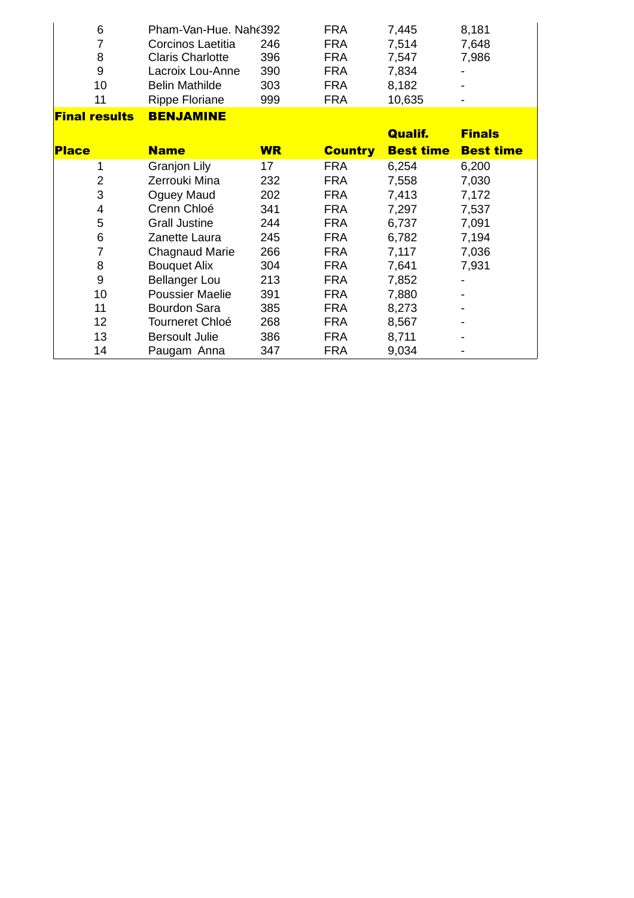| | | | | | |
|---|---|---|---|---|---|
| 6 | Pham-Van-Hue. Nah€392 | | FRA | 7,445 | 8,181 |
| 7 | Corcinos Laetitia | 246 | FRA | 7,514 | 7,648 |
| 8 | Claris Charlotte | 396 | FRA | 7,547 | 7,986 |
| 9 | Lacroix Lou-Anne | 390 | FRA | 7,834 | - |
| 10 | Belin Mathilde | 303 | FRA | 8,182 | - |
| 11 | Rippe Floriane | 999 | FRA | 10,635 | - |

| **Final results** | **BENJAMINE** | | | | |
|---|---|---|---|---|---|
| | | | | **Qualif.** | **Finals** |
| **Place** | **Name** | **WR** | **Country** | **Best time** | **Best time** |
| 1 | Granjon Lily | 17 | FRA | 6,254 | 6,200 |
| 2 | Zerrouki Mina | 232 | FRA | 7,558 | 7,030 |
| 3 | Oguey Maud | 202 | FRA | 7,413 | 7,172 |
| 4 | Crenn Chloé | 341 | FRA | 7,297 | 7,537 |
| 5 | Grall Justine | 244 | FRA | 6,737 | 7,091 |
| 6 | Zanette Laura | 245 | FRA | 6,782 | 7,194 |
| 7 | Chagnaud Marie | 266 | FRA | 7,117 | 7,036 |
| 8 | Bouquet Alix | 304 | FRA | 7,641 | 7,931 |
| 9 | Bellanger Lou | 213 | FRA | 7,852 | - |
| 10 | Poussier Maelie | 391 | FRA | 7,880 | - |
| 11 | Bourdon Sara | 385 | FRA | 8,273 | - |
| 12 | Tourneret Chloé | 268 | FRA | 8,567 | - |
| 13 | Bersoult Julie | 386 | FRA | 8,711 | - |
| 14 | Paugam Anna | 347 | FRA | 9,034 | - |